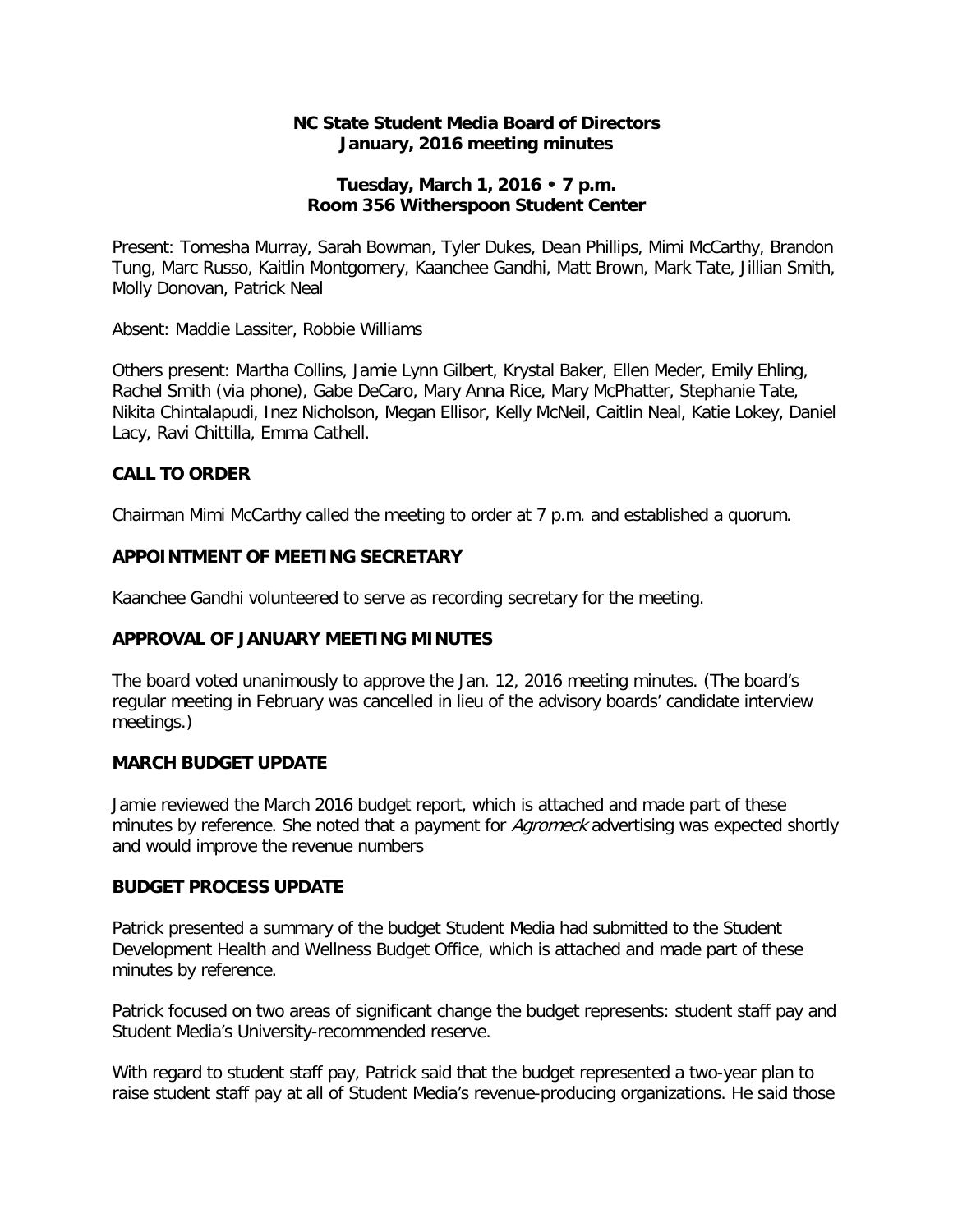**NC State Student Media Board of Directors**
**January, 2016 meeting minutes**

**Tuesday, March 1, 2016 • 7 p.m.**
**Room 356 Witherspoon Student Center**

Present: Tomesha Murray, Sarah Bowman, Tyler Dukes, Dean Phillips, Mimi McCarthy, Brandon Tung, Marc Russo, Kaitlin Montgomery, Kaanchee Gandhi, Matt Brown, Mark Tate, Jillian Smith, Molly Donovan, Patrick Neal

Absent: Maddie Lassiter, Robbie Williams

Others present: Martha Collins, Jamie Lynn Gilbert, Krystal Baker, Ellen Meder, Emily Ehling, Rachel Smith (via phone), Gabe DeCaro, Mary Anna Rice, Mary McPhatter, Stephanie Tate, Nikita Chintalapudi, Inez Nicholson, Megan Ellisor, Kelly McNeil, Caitlin Neal, Katie Lokey, Daniel Lacy, Ravi Chittilla, Emma Cathell.

## CALL TO ORDER

Chairman Mimi McCarthy called the meeting to order at 7 p.m. and established a quorum.

## APPOINTMENT OF MEETING SECRETARY

Kaanchee Gandhi volunteered to serve as recording secretary for the meeting.

## APPROVAL OF JANUARY MEETING MINUTES

The board voted unanimously to approve the Jan. 12, 2016 meeting minutes. (The board's regular meeting in February was cancelled in lieu of the advisory boards' candidate interview meetings.)

## MARCH BUDGET UPDATE

Jamie reviewed the March 2016 budget report, which is attached and made part of these minutes by reference. She noted that a payment for *Agromeck* advertising was expected shortly and would improve the revenue numbers

## BUDGET PROCESS UPDATE

Patrick presented a summary of the budget Student Media had submitted to the Student Development Health and Wellness Budget Office, which is attached and made part of these minutes by reference.

Patrick focused on two areas of significant change the budget represents: student staff pay and Student Media's University-recommended reserve.

With regard to student staff pay, Patrick said that the budget represented a two-year plan to raise student staff pay at all of Student Media's revenue-producing organizations. He said those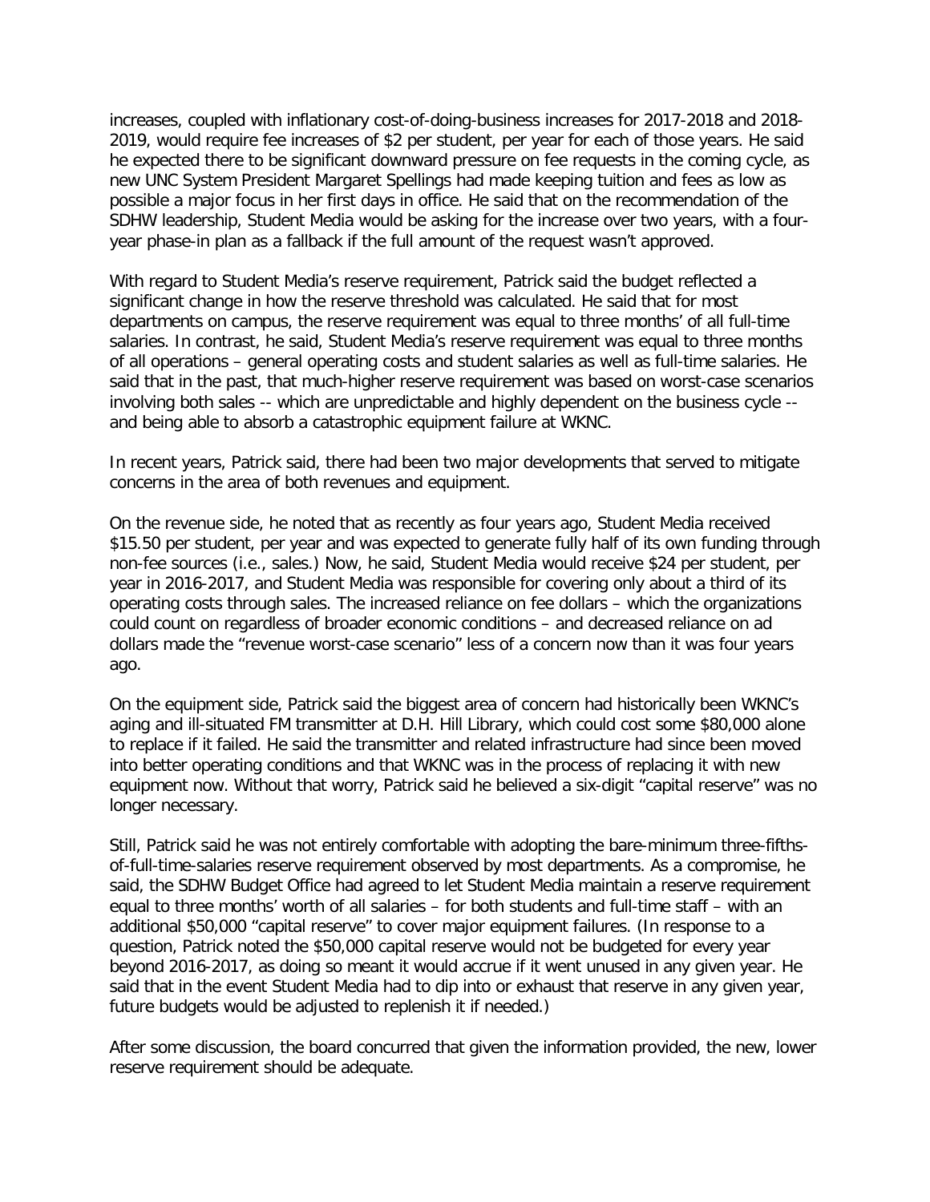increases, coupled with inflationary cost-of-doing-business increases for 2017-2018 and 2018-2019, would require fee increases of $2 per student, per year for each of those years. He said he expected there to be significant downward pressure on fee requests in the coming cycle, as new UNC System President Margaret Spellings had made keeping tuition and fees as low as possible a major focus in her first days in office. He said that on the recommendation of the SDHW leadership, Student Media would be asking for the increase over two years, with a four-year phase-in plan as a fallback if the full amount of the request wasn't approved.

With regard to Student Media's reserve requirement, Patrick said the budget reflected a significant change in how the reserve threshold was calculated. He said that for most departments on campus, the reserve requirement was equal to three months' of all full-time salaries. In contrast, he said, Student Media's reserve requirement was equal to three months of all operations – general operating costs and student salaries as well as full-time salaries. He said that in the past, that much-higher reserve requirement was based on worst-case scenarios involving both sales -- which are unpredictable and highly dependent on the business cycle -- and being able to absorb a catastrophic equipment failure at WKNC.

In recent years, Patrick said, there had been two major developments that served to mitigate concerns in the area of both revenues and equipment.

On the revenue side, he noted that as recently as four years ago, Student Media received $15.50 per student, per year and was expected to generate fully half of its own funding through non-fee sources (i.e., sales.) Now, he said, Student Media would receive $24 per student, per year in 2016-2017, and Student Media was responsible for covering only about a third of its operating costs through sales. The increased reliance on fee dollars – which the organizations could count on regardless of broader economic conditions – and decreased reliance on ad dollars made the "revenue worst-case scenario" less of a concern now than it was four years ago.

On the equipment side, Patrick said the biggest area of concern had historically been WKNC's aging and ill-situated FM transmitter at D.H. Hill Library, which could cost some $80,000 alone to replace if it failed. He said the transmitter and related infrastructure had since been moved into better operating conditions and that WKNC was in the process of replacing it with new equipment now. Without that worry, Patrick said he believed a six-digit "capital reserve" was no longer necessary.

Still, Patrick said he was not entirely comfortable with adopting the bare-minimum three-fifths-of-full-time-salaries reserve requirement observed by most departments. As a compromise, he said, the SDHW Budget Office had agreed to let Student Media maintain a reserve requirement equal to three months' worth of all salaries – for both students and full-time staff – with an additional $50,000 "capital reserve" to cover major equipment failures. (In response to a question, Patrick noted the $50,000 capital reserve would not be budgeted for every year beyond 2016-2017, as doing so meant it would accrue if it went unused in any given year. He said that in the event Student Media had to dip into or exhaust that reserve in any given year, future budgets would be adjusted to replenish it if needed.)

After some discussion, the board concurred that given the information provided, the new, lower reserve requirement should be adequate.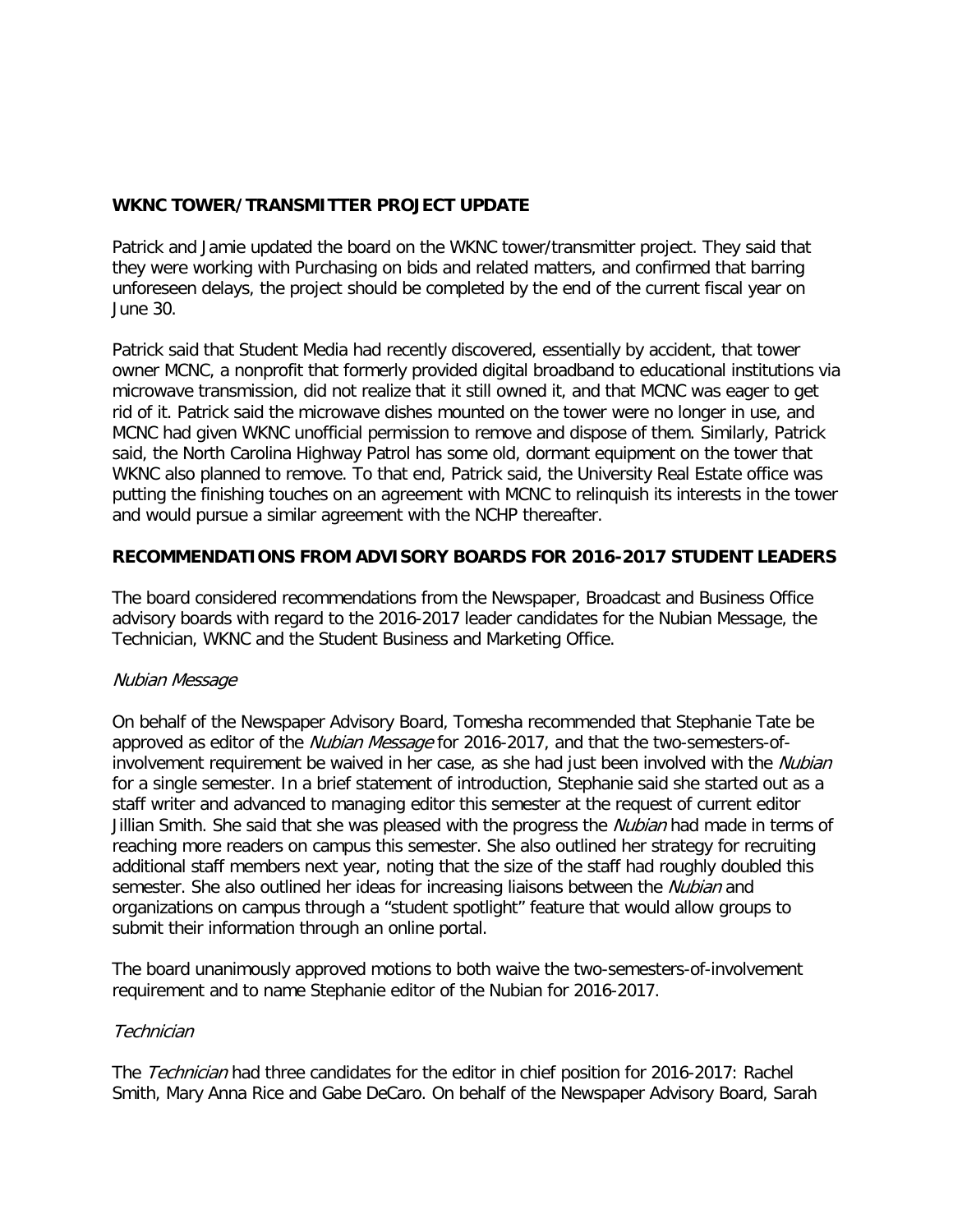**WKNC TOWER/TRANSMITTER PROJECT UPDATE**

Patrick and Jamie updated the board on the WKNC tower/transmitter project. They said that they were working with Purchasing on bids and related matters, and confirmed that barring unforeseen delays, the project should be completed by the end of the current fiscal year on June 30.

Patrick said that Student Media had recently discovered, essentially by accident, that tower owner MCNC, a nonprofit that formerly provided digital broadband to educational institutions via microwave transmission, did not realize that it still owned it, and that MCNC was eager to get rid of it. Patrick said the microwave dishes mounted on the tower were no longer in use, and MCNC had given WKNC unofficial permission to remove and dispose of them. Similarly, Patrick said, the North Carolina Highway Patrol has some old, dormant equipment on the tower that WKNC also planned to remove. To that end, Patrick said, the University Real Estate office was putting the finishing touches on an agreement with MCNC to relinquish its interests in the tower and would pursue a similar agreement with the NCHP thereafter.

**RECOMMENDATIONS FROM ADVISORY BOARDS FOR 2016-2017 STUDENT LEADERS**

The board considered recommendations from the Newspaper, Broadcast and Business Office advisory boards with regard to the 2016-2017 leader candidates for the Nubian Message, the Technician, WKNC and the Student Business and Marketing Office.

*Nubian Message*

On behalf of the Newspaper Advisory Board, Tomesha recommended that Stephanie Tate be approved as editor of the *Nubian Message* for 2016-2017, and that the two-semesters-of-involvement requirement be waived in her case, as she had just been involved with the *Nubian* for a single semester. In a brief statement of introduction, Stephanie said she started out as a staff writer and advanced to managing editor this semester at the request of current editor Jillian Smith. She said that she was pleased with the progress the *Nubian* had made in terms of reaching more readers on campus this semester. She also outlined her strategy for recruiting additional staff members next year, noting that the size of the staff had roughly doubled this semester. She also outlined her ideas for increasing liaisons between the *Nubian* and organizations on campus through a "student spotlight" feature that would allow groups to submit their information through an online portal.

The board unanimously approved motions to both waive the two-semesters-of-involvement requirement and to name Stephanie editor of the Nubian for 2016-2017.

*Technician*

The *Technician* had three candidates for the editor in chief position for 2016-2017: Rachel Smith, Mary Anna Rice and Gabe DeCaro. On behalf of the Newspaper Advisory Board, Sarah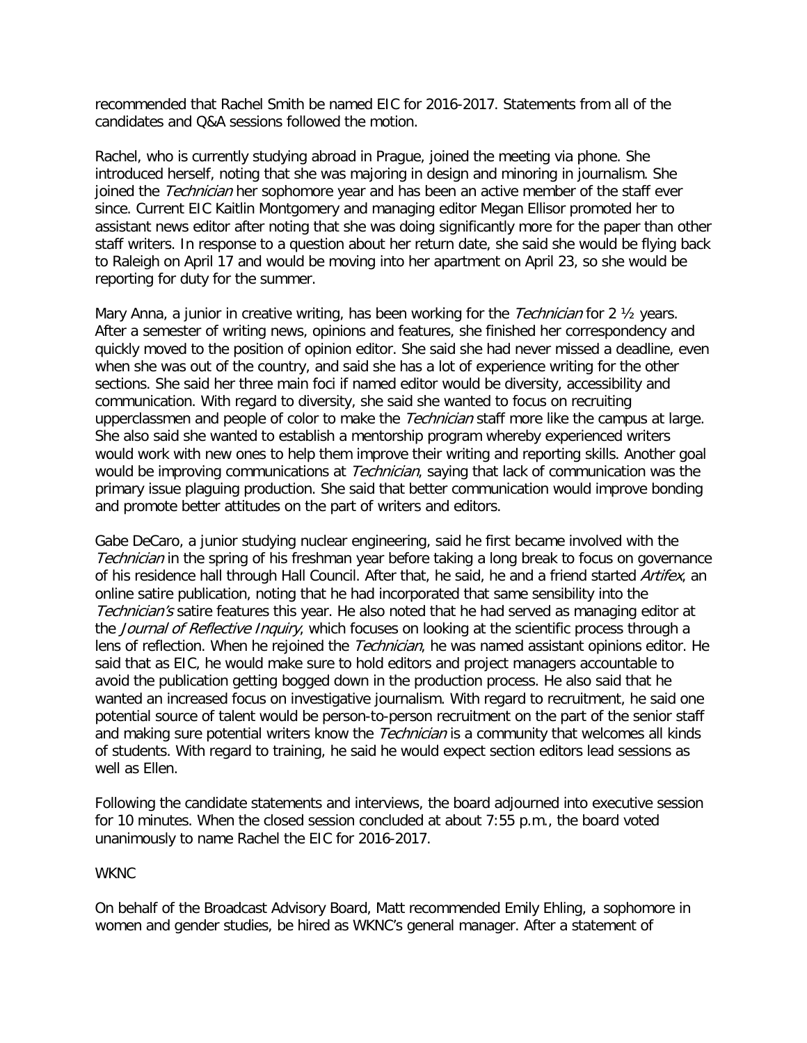recommended that Rachel Smith be named EIC for 2016-2017. Statements from all of the candidates and Q&A sessions followed the motion.

Rachel, who is currently studying abroad in Prague, joined the meeting via phone. She introduced herself, noting that she was majoring in design and minoring in journalism. She joined the *Technician* her sophomore year and has been an active member of the staff ever since. Current EIC Kaitlin Montgomery and managing editor Megan Ellisor promoted her to assistant news editor after noting that she was doing significantly more for the paper than other staff writers. In response to a question about her return date, she said she would be flying back to Raleigh on April 17 and would be moving into her apartment on April 23, so she would be reporting for duty for the summer.

Mary Anna, a junior in creative writing, has been working for the *Technician* for 2 ½ years. After a semester of writing news, opinions and features, she finished her correspondency and quickly moved to the position of opinion editor. She said she had never missed a deadline, even when she was out of the country, and said she has a lot of experience writing for the other sections. She said her three main foci if named editor would be diversity, accessibility and communication. With regard to diversity, she said she wanted to focus on recruiting upperclassmen and people of color to make the *Technician* staff more like the campus at large. She also said she wanted to establish a mentorship program whereby experienced writers would work with new ones to help them improve their writing and reporting skills. Another goal would be improving communications at *Technician*, saying that lack of communication was the primary issue plaguing production. She said that better communication would improve bonding and promote better attitudes on the part of writers and editors.

Gabe DeCaro, a junior studying nuclear engineering, said he first became involved with the *Technician* in the spring of his freshman year before taking a long break to focus on governance of his residence hall through Hall Council. After that, he said, he and a friend started *Artifex*, an online satire publication, noting that he had incorporated that same sensibility into the *Technician's* satire features this year. He also noted that he had served as managing editor at the *Journal of Reflective Inquiry*, which focuses on looking at the scientific process through a lens of reflection. When he rejoined the *Technician*, he was named assistant opinions editor. He said that as EIC, he would make sure to hold editors and project managers accountable to avoid the publication getting bogged down in the production process. He also said that he wanted an increased focus on investigative journalism. With regard to recruitment, he said one potential source of talent would be person-to-person recruitment on the part of the senior staff and making sure potential writers know the *Technician* is a community that welcomes all kinds of students. With regard to training, he said he would expect section editors lead sessions as well as Ellen.

Following the candidate statements and interviews, the board adjourned into executive session for 10 minutes. When the closed session concluded at about 7:55 p.m., the board voted unanimously to name Rachel the EIC for 2016-2017.

WKNC

On behalf of the Broadcast Advisory Board, Matt recommended Emily Ehling, a sophomore in women and gender studies, be hired as WKNC's general manager. After a statement of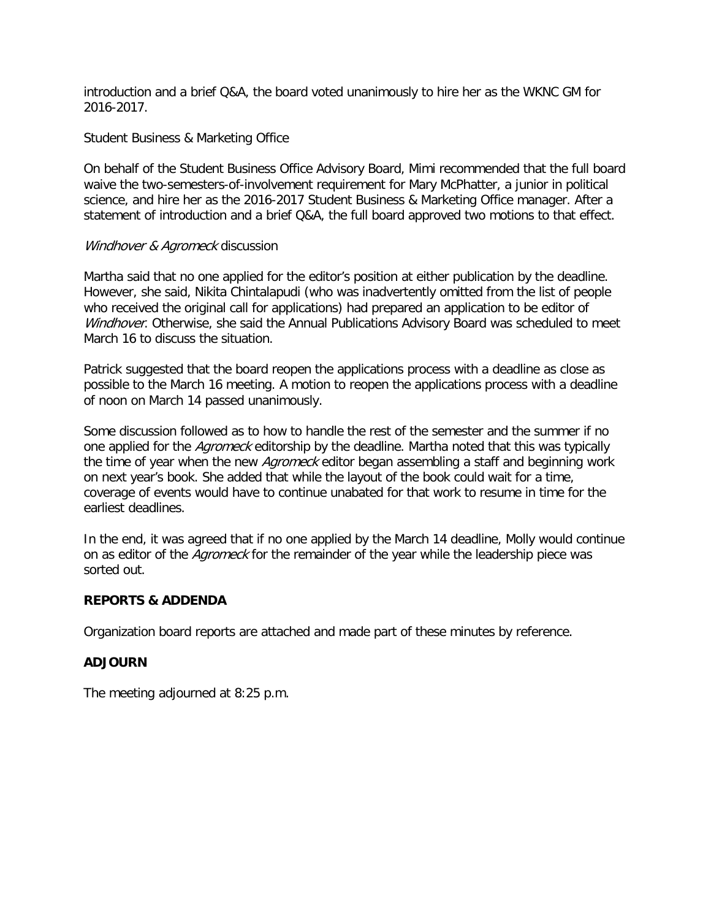introduction and a brief Q&A, the board voted unanimously to hire her as the WKNC GM for 2016-2017.

Student Business & Marketing Office

On behalf of the Student Business Office Advisory Board, Mimi recommended that the full board waive the two-semesters-of-involvement requirement for Mary McPhatter, a junior in political science, and hire her as the 2016-2017 Student Business & Marketing Office manager. After a statement of introduction and a brief Q&A, the full board approved two motions to that effect.

*Windhover & Agromeck* discussion

Martha said that no one applied for the editor's position at either publication by the deadline. However, she said, Nikita Chintalapudi (who was inadvertently omitted from the list of people who received the original call for applications) had prepared an application to be editor of *Windhover*. Otherwise, she said the Annual Publications Advisory Board was scheduled to meet March 16 to discuss the situation.

Patrick suggested that the board reopen the applications process with a deadline as close as possible to the March 16 meeting. A motion to reopen the applications process with a deadline of noon on March 14 passed unanimously.

Some discussion followed as to how to handle the rest of the semester and the summer if no one applied for the *Agromeck* editorship by the deadline. Martha noted that this was typically the time of year when the new *Agromeck* editor began assembling a staff and beginning work on next year's book. She added that while the layout of the book could wait for a time, coverage of events would have to continue unabated for that work to resume in time for the earliest deadlines.

In the end, it was agreed that if no one applied by the March 14 deadline, Molly would continue on as editor of the *Agromeck* for the remainder of the year while the leadership piece was sorted out.

**REPORTS & ADDENDA**

Organization board reports are attached and made part of these minutes by reference.

**ADJOURN**

The meeting adjourned at 8:25 p.m.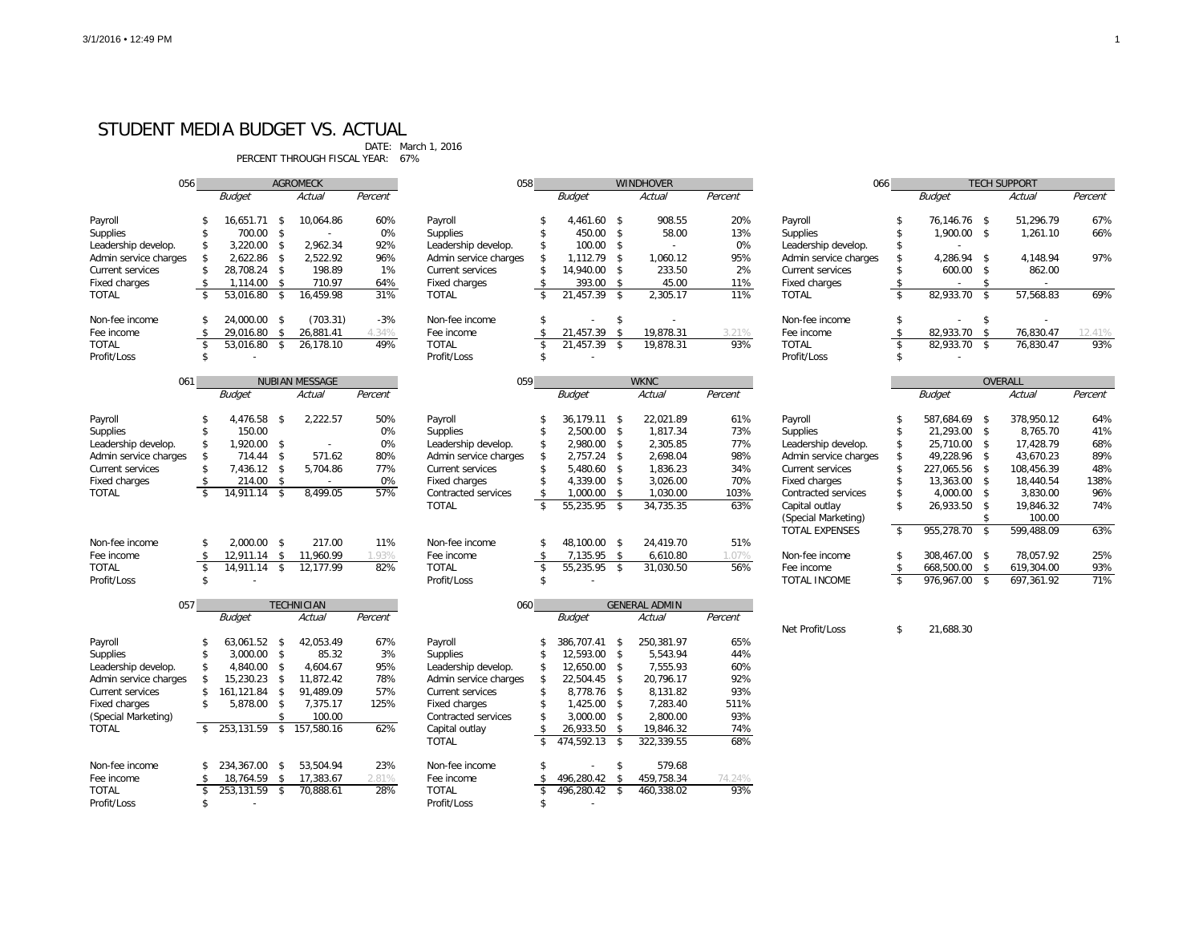# STUDENT MEDIA BUDGET VS. ACTUAL

DATE: March 1, 2016
PERCENT THROUGH FISCAL YEAR: 67%

| 056 | AGROMECK | | |
|---|---|---|---|
| | *Budget* | *Actual* | *Percent* |
| Payroll | $ 16,651.71 | $ 10,064.86 | 60% |
| Supplies | $ 700.00 | $ - | 0% |
| Leadership develop. | $ 3,220.00 | $ 2,962.34 | 92% |
| Admin service charges | $ 2,622.86 | $ 2,522.92 | 96% |
| Current services | $ 28,708.24 | $ 198.89 | 1% |
| Fixed charges | $ 1,114.00 | $ 710.97 | 64% |
| TOTAL | $ 53,016.80 | $ 16,459.98 | 31% |
| | | | |
| Non-fee income | $ 24,000.00 | $ (703.31) | -3% |
| Fee income | $ 29,016.80 | $ 26,881.41 | 4.34% |
| TOTAL | $ 53,016.80 | $ 26,178.10 | 49% |
| Profit/Loss | $ - | | |

| 058 | WINDHOVER | | |
|---|---|---|---|
| | *Budget* | *Actual* | *Percent* |
| Payroll | $ 4,461.60 | $ 908.55 | 20% |
| Supplies | $ 450.00 | $ 58.00 | 13% |
| Leadership develop. | $ 100.00 | $ - | 0% |
| Admin service charges | $ 1,112.79 | $ 1,060.12 | 95% |
| Current services | $ 14,940.00 | $ 233.50 | 2% |
| Fixed charges | $ 393.00 | $ 45.00 | 11% |
| TOTAL | $ 21,457.39 | $ 2,305.17 | 11% |
| | | | |
| Non-fee income | $ - | $ - | |
| Fee income | $ 21,457.39 | $ 19,878.31 | 3.21% |
| TOTAL | $ 21,457.39 | $ 19,878.31 | 93% |
| Profit/Loss | $ - | | |

| 066 | TECH SUPPORT | | |
|---|---|---|---|
| | *Budget* | *Actual* | *Percent* |
| Payroll | $ 76,146.76 | $ 51,296.79 | 67% |
| Supplies | $ 1,900.00 | $ 1,261.10 | 66% |
| Leadership develop. | $ - | | |
| Admin service charges | $ 4,286.94 | $ 4,148.94 | 97% |
| Current services | $ 600.00 | $ 862.00 | |
| Fixed charges | $ - | $ - | |
| TOTAL | $ 82,933.70 | $ 57,568.83 | 69% |
| | | | |
| Non-fee income | $ - | $ - | |
| Fee income | $ 82,933.70 | $ 76,830.47 | 12.41% |
| TOTAL | $ 82,933.70 | $ 76,830.47 | 93% |
| Profit/Loss | $ - | | |

| 061 | NUBIAN MESSAGE | | |
|---|---|---|---|
| | *Budget* | *Actual* | *Percent* |
| Payroll | $ 4,476.58 | $ 2,222.57 | 50% |
| Supplies | $ 150.00 | | 0% |
| Leadership develop. | $ 1,920.00 | $ - | 0% |
| Admin service charges | $ 714.44 | $ 571.62 | 80% |
| Current services | $ 7,436.12 | $ 5,704.86 | 77% |
| Fixed charges | $ 214.00 | $ - | 0% |
| TOTAL | $ 14,911.14 | $ 8,499.05 | 57% |
| | | | |
| Non-fee income | $ 2,000.00 | $ 217.00 | 11% |
| Fee income | $ 12,911.14 | $ 11,960.99 | 1.93% |
| TOTAL | $ 14,911.14 | $ 12,177.99 | 82% |
| Profit/Loss | $ - | | |

| 059 | WKNC | | |
|---|---|---|---|
| | *Budget* | *Actual* | *Percent* |
| Payroll | $ 36,179.11 | $ 22,021.89 | 61% |
| Supplies | $ 2,500.00 | $ 1,817.34 | 73% |
| Leadership develop. | $ 2,980.00 | $ 2,305.85 | 77% |
| Admin service charges | $ 2,757.24 | $ 2,698.04 | 98% |
| Current services | $ 5,480.60 | $ 1,836.23 | 34% |
| Fixed charges | $ 4,339.00 | $ 3,026.00 | 70% |
| Contracted services | $ 1,000.00 | $ 1,030.00 | 103% |
| TOTAL | $ 55,235.95 | $ 34,735.35 | 63% |
| | | | |
| Non-fee income | $ 48,100.00 | $ 24,419.70 | 51% |
| Fee income | $ 7,135.95 | $ 6,610.80 | 1.07% |
| TOTAL | $ 55,235.95 | $ 31,030.50 | 56% |
| Profit/Loss | $ - | | |

| | OVERALL | | |
|---|---|---|---|
| | *Budget* | *Actual* | *Percent* |
| Payroll | $ 587,684.69 | $ 378,950.12 | 64% |
| Supplies | $ 21,293.00 | $ 8,765.70 | 41% |
| Leadership develop. | $ 25,710.00 | $ 17,428.79 | 68% |
| Admin service charges | $ 49,228.96 | $ 43,670.23 | 89% |
| Current services | $ 227,065.56 | $ 108,456.39 | 48% |
| Fixed charges | $ 13,363.00 | $ 18,440.54 | 138% |
| Contracted services | $ 4,000.00 | $ 3,830.00 | 96% |
| Capital outlay | $ 26,933.50 | $ 19,846.32 | 74% |
| (Special Marketing) | | $ 100.00 | |
| TOTAL EXPENSES | $ 955,278.70 | $ 599,488.09 | 63% |
| | | | |
| Non-fee income | $ 308,467.00 | $ 78,057.92 | 25% |
| Fee income | $ 668,500.00 | $ 619,304.00 | 93% |
| TOTAL INCOME | $ 976,967.00 | $ 697,361.92 | 71% |
| | | | |
| Net Profit/Loss | $ 21,688.30 | | |

| 057 | TECHNICIAN | | |
|---|---|---|---|
| | *Budget* | *Actual* | *Percent* |
| Payroll | $ 63,061.52 | $ 42,053.49 | 67% |
| Supplies | $ 3,000.00 | $ 85.32 | 3% |
| Leadership develop. | $ 4,840.00 | $ 4,604.67 | 95% |
| Admin service charges | $ 15,230.23 | $ 11,872.42 | 78% |
| Current services | $ 161,121.84 | $ 91,489.09 | 57% |
| Fixed charges | $ 5,878.00 | $ 7,375.17 | 125% |
| (Special Marketing) | | $ 100.00 | |
| TOTAL | $ 253,131.59 | $ 157,580.16 | 62% |
| | | | |
| Non-fee income | $ 234,367.00 | $ 53,504.94 | 23% |
| Fee income | $ 18,764.59 | $ 17,383.67 | 2.81% |
| TOTAL | $ 253,131.59 | $ 70,888.61 | 28% |
| Profit/Loss | $ - | | |

| 060 | GENERAL ADMIN | | |
|---|---|---|---|
| | *Budget* | *Actual* | *Percent* |
| Payroll | $ 386,707.41 | $ 250,381.97 | 65% |
| Supplies | $ 12,593.00 | $ 5,543.94 | 44% |
| Leadership develop. | $ 12,650.00 | $ 7,555.93 | 60% |
| Admin service charges | $ 22,504.45 | $ 20,796.17 | 92% |
| Current services | $ 8,778.76 | $ 8,131.82 | 93% |
| Fixed charges | $ 1,425.00 | $ 7,283.40 | 511% |
| Contracted services | $ 3,000.00 | $ 2,800.00 | 93% |
| Capital outlay | $ 26,933.50 | $ 19,846.32 | 74% |
| TOTAL | $ 474,592.13 | $ 322,339.55 | 68% |
| | | | |
| Non-fee income | $ - | $ 579.68 | |
| Fee income | $ 496,280.42 | $ 459,758.34 | 74.24% |
| TOTAL | $ 496,280.42 | $ 460,338.02 | 93% |
| Profit/Loss | $ - | | |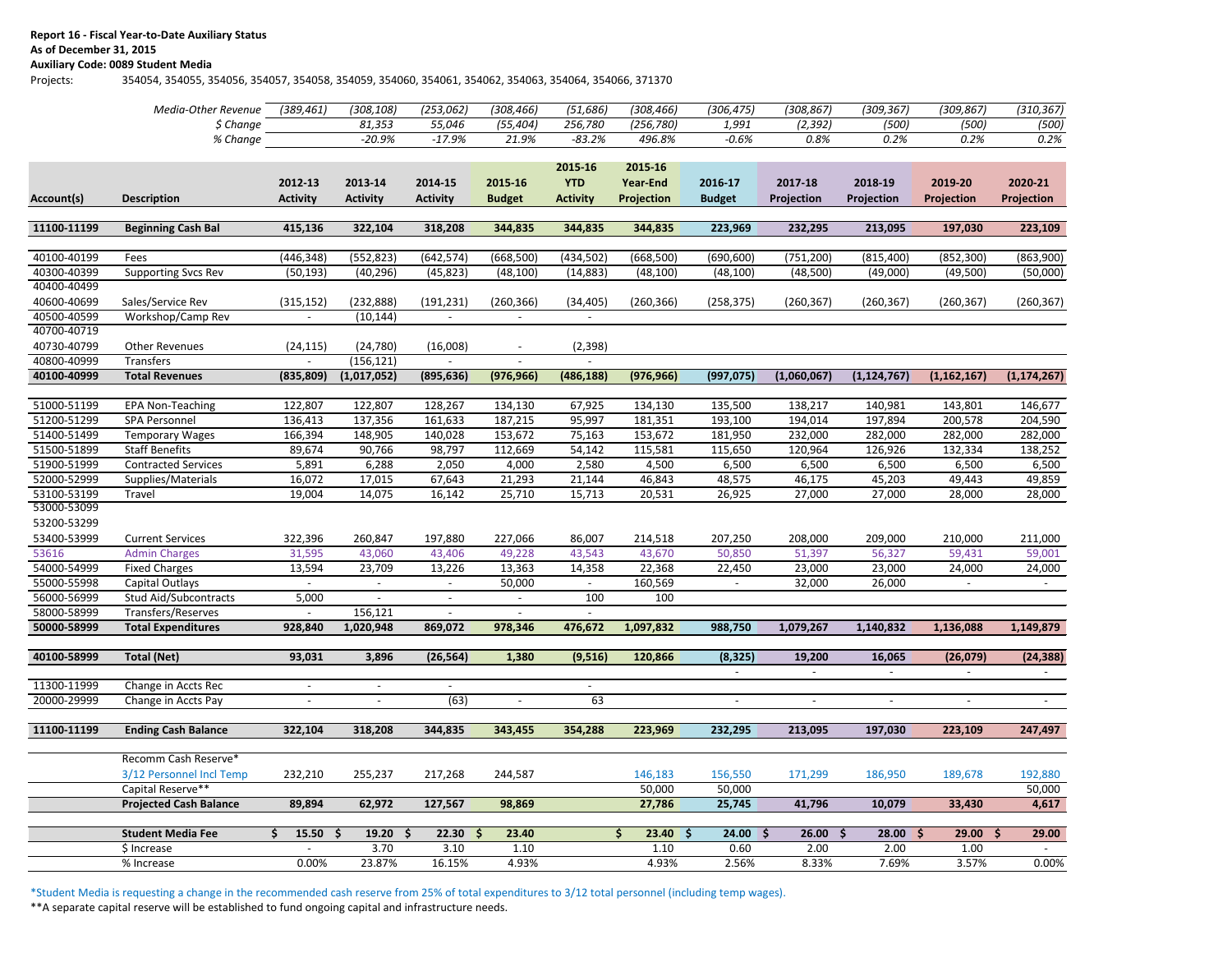**Report 16 - Fiscal Year-to-Date Auxiliary Status**
**As of December 31, 2015**
**Auxiliary Code: 0089 Student Media**
Projects: 354054, 354055, 354056, 354057, 354058, 354059, 354060, 354061, 354062, 354063, 354064, 354066, 371370

| | | 2012-13 | 2013-14 | 2014-15 | 2015-16 | 2015-16 | 2015-16 | 2016-17 | 2017-18 | 2018-19 | 2019-20 | 2020-21 |
|---|---|---|---|---|---|---|---|---|---|---|---|---|
| | *Media-Other Revenue* | *(389,461)* | *(308,108)* | *(253,062)* | *(308,466)* | *(51,686)* | *(308,466)* | *(306,475)* | *(308,867)* | *(309,367)* | *(309,867)* | *(310,367)* |
| | *$ Change* | | *81,353* | *55,046* | *(55,404)* | *256,780* | *(256,780)* | *1,991* | *(2,392)* | *(500)* | *(500)* | *(500)* |
| | *% Change* | | *-20.9%* | *-17.9%* | *21.9%* | *-83.2%* | *496.8%* | *-0.6%* | *0.8%* | *0.2%* | *0.2%* | *0.2%* |
| **Account(s)** | **Description** | **2012-13 Activity** | **2013-14 Activity** | **2014-15 Activity** | **2015-16 Budget** | **2015-16 YTD Activity** | **2015-16 Year-End Projection** | **2016-17 Budget** | **2017-18 Projection** | **2018-19 Projection** | **2019-20 Projection** | **2020-21 Projection** |
| **11100-11199** | **Beginning Cash Bal** | **415,136** | **322,104** | **318,208** | **344,835** | **344,835** | **344,835** | **223,969** | **232,295** | **213,095** | **197,030** | **223,109** |
| 40100-40199 | Fees | (446,348) | (552,823) | (642,574) | (668,500) | (434,502) | (668,500) | (690,600) | (751,200) | (815,400) | (852,300) | (863,900) |
| 40300-40399 | Supporting Svcs Rev | (50,193) | (40,296) | (45,823) | (48,100) | (14,883) | (48,100) | (48,100) | (48,500) | (49,000) | (49,500) | (50,000) |
| 40400-40499 40600-40699 | Sales/Service Rev | (315,152) | (232,888) | (191,231) | (260,366) | (34,405) | (260,366) | (258,375) | (260,367) | (260,367) | (260,367) | (260,367) |
| 40500-40599 | Workshop/Camp Rev | - | (10,144) | - | - | - | | | | | | |
| 40700-40719 40730-40799 | Other Revenues | (24,115) | (24,780) | (16,008) | - | (2,398) | | | | | | |
| 40800-40999 | Transfers | - | (156,121) | - | - | - | | | | | | |
| **40100-40999** | **Total Revenues** | **(835,809)** | **(1,017,052)** | **(895,636)** | **(976,966)** | **(486,188)** | **(976,966)** | **(997,075)** | **(1,060,067)** | **(1,124,767)** | **(1,162,167)** | **(1,174,267)** |
| 51000-51199 | EPA Non-Teaching | 122,807 | 122,807 | 128,267 | 134,130 | 67,925 | 134,130 | 135,500 | 138,217 | 140,981 | 143,801 | 146,677 |
| 51200-51299 | SPA Personnel | 136,413 | 137,356 | 161,633 | 187,215 | 95,997 | 181,351 | 193,100 | 194,014 | 197,894 | 200,578 | 204,590 |
| 51400-51499 | Temporary Wages | 166,394 | 148,905 | 140,028 | 153,672 | 75,163 | 153,672 | 181,950 | 232,000 | 282,000 | 282,000 | 282,000 |
| 51500-51899 | Staff Benefits | 89,674 | 90,766 | 98,797 | 112,669 | 54,142 | 115,581 | 115,650 | 120,964 | 126,926 | 132,334 | 138,252 |
| 51900-51999 | Contracted Services | 5,891 | 6,288 | 2,050 | 4,000 | 2,580 | 4,500 | 6,500 | 6,500 | 6,500 | 6,500 | 6,500 |
| 52000-52999 | Supplies/Materials | 16,072 | 17,015 | 67,643 | 21,293 | 21,144 | 46,843 | 48,575 | 46,175 | 45,203 | 49,443 | 49,859 |
| 53100-53199 | Travel | 19,004 | 14,075 | 16,142 | 25,710 | 15,713 | 20,531 | 26,925 | 27,000 | 27,000 | 28,000 | 28,000 |
| 53000-53099 53200-53299 53400-53999 | Current Services | 322,396 | 260,847 | 197,880 | 227,066 | 86,007 | 214,518 | 207,250 | 208,000 | 209,000 | 210,000 | 211,000 |
| 53616 | Admin Charges | 31,595 | 43,060 | 43,406 | 49,228 | 43,543 | 43,670 | 50,850 | 51,397 | 56,327 | 59,431 | 59,001 |
| 54000-54999 | Fixed Charges | 13,594 | 23,709 | 13,226 | 13,363 | 14,358 | 22,368 | 22,450 | 23,000 | 23,000 | 24,000 | 24,000 |
| 55000-55998 | Capital Outlays | - | - | - | 50,000 | - | 160,569 | - | 32,000 | 26,000 | - | - |
| 56000-56999 | Stud Aid/Subcontracts | 5,000 | - | - | - | 100 | 100 | | | | | |
| 58000-58999 | Transfers/Reserves | - | 156,121 | - | - | - | | | | | | |
| **50000-58999** | **Total Expenditures** | **928,840** | **1,020,948** | **869,072** | **978,346** | **476,672** | **1,097,832** | **988,750** | **1,079,267** | **1,140,832** | **1,136,088** | **1,149,879** |
| **40100-58999** | **Total (Net)** | **93,031** | **3,896** | **(26,564)** | **1,380** | **(9,516)** | **120,866** | **(8,325)** | **19,200** | **16,065** | **(26,079)** | **(24,388)** |
| 11300-11999 | Change in Accts Rec | - | - | - | | - | | - | - | - | - | - |
| 20000-29999 | Change in Accts Pay | - | - | (63) | - | 63 | | - | - | - | - | - |
| **11100-11199** | **Ending Cash Balance** | **322,104** | **318,208** | **344,835** | **343,455** | **354,288** | **223,969** | **232,295** | **213,095** | **197,030** | **223,109** | **247,497** |
| | Recomm Cash Reserve* | | | | | | | | | | | |
| | 3/12 Personnel Incl Temp | 232,210 | 255,237 | 217,268 | 244,587 | | 146,183 | 156,550 | 171,299 | 186,950 | 189,678 | 192,880 |
| | Capital Reserve** | | | | | | 50,000 | 50,000 | | | | 50,000 |
| | **Projected Cash Balance** | **89,894** | **62,972** | **127,567** | **98,869** | | **27,786** | **25,745** | **41,796** | **10,079** | **33,430** | **4,617** |
| | **Student Media Fee** | **$ 15.50** | **$ 19.20** | **$ 22.30** | **$ 23.40** | | **$ 23.40** | **$ 24.00** | **$ 26.00** | **$ 28.00** | **$ 29.00** | **$ 29.00** |
| | $ Increase | - | 3.70 | 3.10 | 1.10 | | 1.10 | 0.60 | 2.00 | 2.00 | 1.00 | - |
| | % Increase | 0.00% | 23.87% | 16.15% | 4.93% | | 4.93% | 2.56% | 8.33% | 7.69% | 3.57% | 0.00% |

*Student Media is requesting a change in the recommended cash reserve from 25% of total expenditures to 3/12 total personnel (including temp wages).

**A separate capital reserve will be established to fund ongoing capital and infrastructure needs.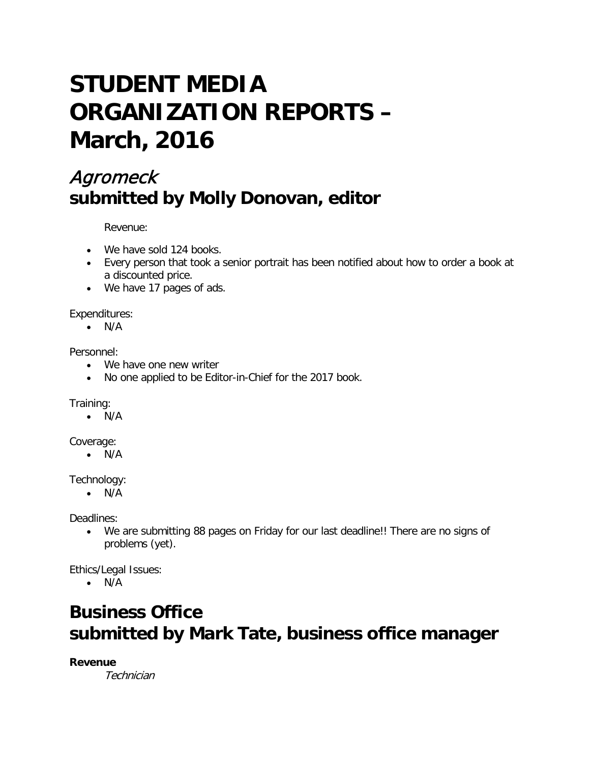# STUDENT MEDIA ORGANIZATION REPORTS – March, 2016

## *Agromeck*
## submitted by Molly Donovan, editor

Revenue:

- We have sold 124 books.
- Every person that took a senior portrait has been notified about how to order a book at a discounted price.
- We have 17 pages of ads.

Expenditures:

- N/A

Personnel:

- We have one new writer
- No one applied to be Editor-in-Chief for the 2017 book.

Training:

- N/A

Coverage:

- N/A

Technology:

- N/A

Deadlines:

- We are submitting 88 pages on Friday for our last deadline!! There are no signs of problems (yet).

Ethics/Legal Issues:

- N/A

## Business Office
## submitted by Mark Tate, business office manager

**Revenue**

*Technician*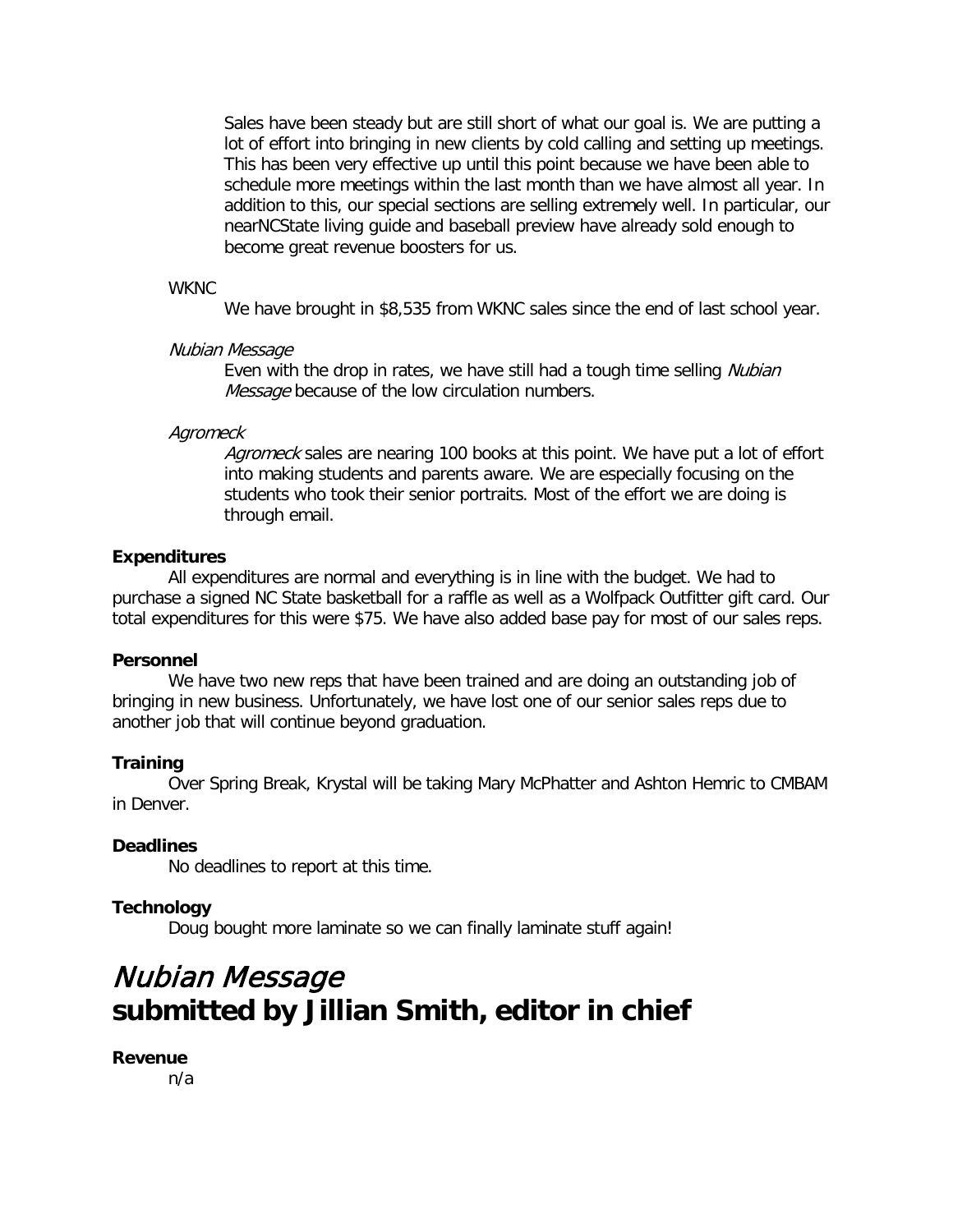Sales have been steady but are still short of what our goal is. We are putting a lot of effort into bringing in new clients by cold calling and setting up meetings. This has been very effective up until this point because we have been able to schedule more meetings within the last month than we have almost all year. In addition to this, our special sections are selling extremely well. In particular, our nearNCState living guide and baseball preview have already sold enough to become great revenue boosters for us.

WKNC

We have brought in $8,535 from WKNC sales since the end of last school year.

*Nubian Message*

Even with the drop in rates, we have still had a tough time selling *Nubian Message* because of the low circulation numbers.

*Agromeck*

*Agromeck* sales are nearing 100 books at this point. We have put a lot of effort into making students and parents aware. We are especially focusing on the students who took their senior portraits. Most of the effort we are doing is through email.

**Expenditures**

All expenditures are normal and everything is in line with the budget. We had to purchase a signed NC State basketball for a raffle as well as a Wolfpack Outfitter gift card. Our total expenditures for this were $75. We have also added base pay for most of our sales reps.

**Personnel**

We have two new reps that have been trained and are doing an outstanding job of bringing in new business. Unfortunately, we have lost one of our senior sales reps due to another job that will continue beyond graduation.

**Training**

Over Spring Break, Krystal will be taking Mary McPhatter and Ashton Hemric to CMBAM in Denver.

**Deadlines**

No deadlines to report at this time.

**Technology**

Doug bought more laminate so we can finally laminate stuff again!

# *Nubian Message* submitted by Jillian Smith, editor in chief

**Revenue**

n/a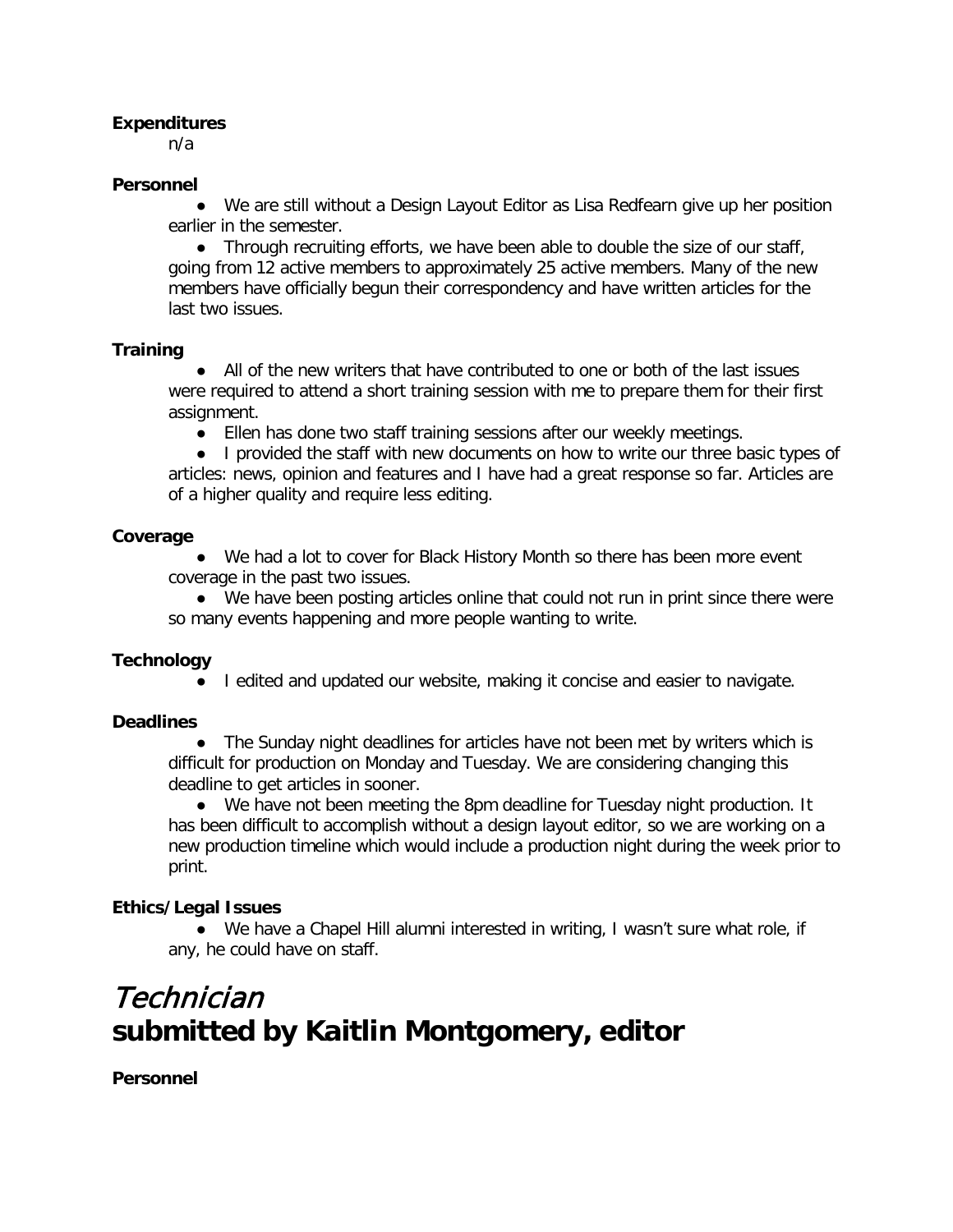**Expenditures**

n/a

**Personnel**

- We are still without a Design Layout Editor as Lisa Redfearn give up her position earlier in the semester.
- Through recruiting efforts, we have been able to double the size of our staff, going from 12 active members to approximately 25 active members. Many of the new members have officially begun their correspondency and have written articles for the last two issues.

**Training**

- All of the new writers that have contributed to one or both of the last issues were required to attend a short training session with me to prepare them for their first assignment.
- Ellen has done two staff training sessions after our weekly meetings.
- I provided the staff with new documents on how to write our three basic types of articles: news, opinion and features and I have had a great response so far. Articles are of a higher quality and require less editing.

**Coverage**

- We had a lot to cover for Black History Month so there has been more event coverage in the past two issues.
- We have been posting articles online that could not run in print since there were so many events happening and more people wanting to write.

**Technology**

- I edited and updated our website, making it concise and easier to navigate.

**Deadlines**

- The Sunday night deadlines for articles have not been met by writers which is difficult for production on Monday and Tuesday. We are considering changing this deadline to get articles in sooner.
- We have not been meeting the 8pm deadline for Tuesday night production. It has been difficult to accomplish without a design layout editor, so we are working on a new production timeline which would include a production night during the week prior to print.

**Ethics/Legal Issues**

- We have a Chapel Hill alumni interested in writing, I wasn't sure what role, if any, he could have on staff.

# *Technician* submitted by Kaitlin Montgomery, editor

**Personnel**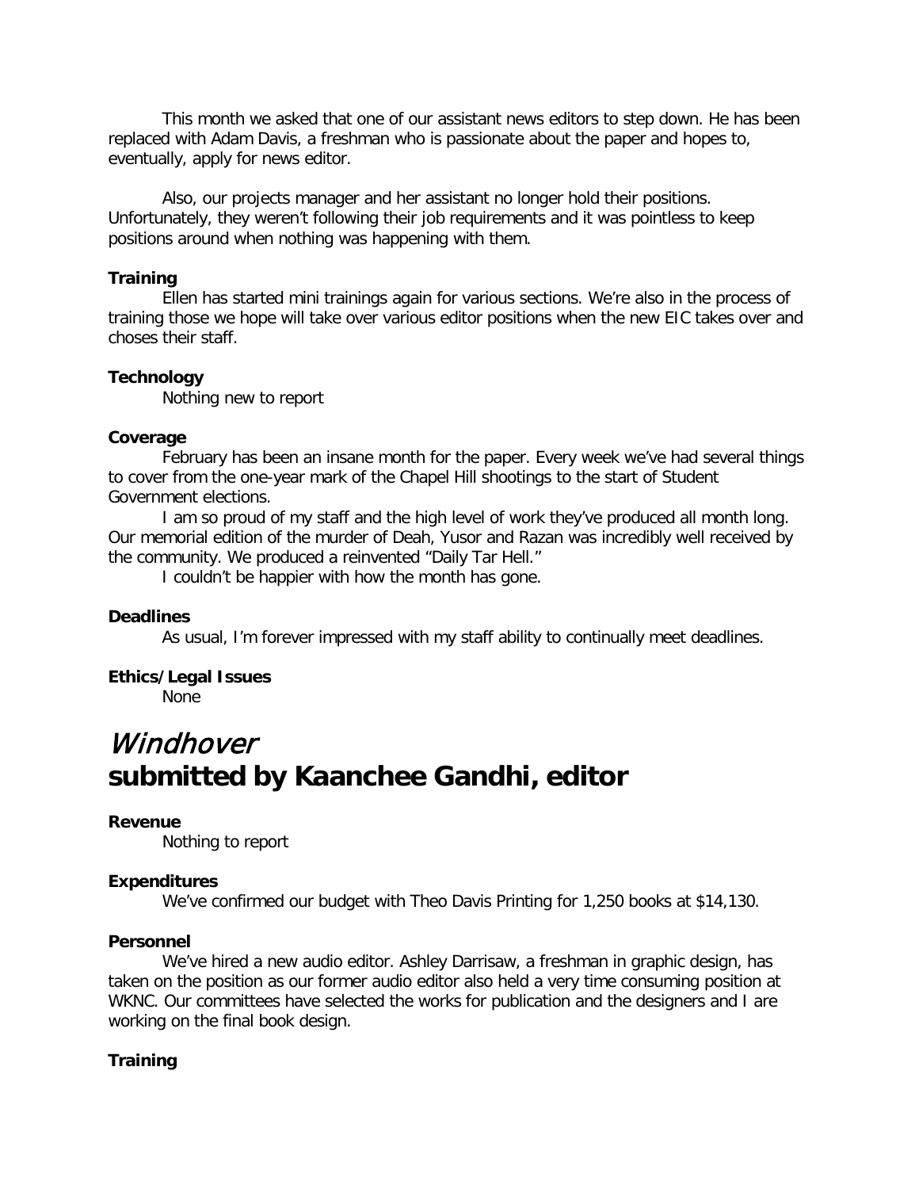This month we asked that one of our assistant news editors to step down. He has been replaced with Adam Davis, a freshman who is passionate about the paper and hopes to, eventually, apply for news editor.

Also, our projects manager and her assistant no longer hold their positions. Unfortunately, they weren't following their job requirements and it was pointless to keep positions around when nothing was happening with them.

**Training**

Ellen has started mini trainings again for various sections. We're also in the process of training those we hope will take over various editor positions when the new EIC takes over and choses their staff.

**Technology**

Nothing new to report

**Coverage**

February has been an insane month for the paper. Every week we've had several things to cover from the one-year mark of the Chapel Hill shootings to the start of Student Government elections.

I am so proud of my staff and the high level of work they've produced all month long. Our memorial edition of the murder of Deah, Yusor and Razan was incredibly well received by the community. We produced a reinvented "Daily Tar Hell."

I couldn't be happier with how the month has gone.

**Deadlines**

As usual, I'm forever impressed with my staff ability to continually meet deadlines.

**Ethics/Legal Issues**

None

# *Windhover*
# submitted by Kaanchee Gandhi, editor

**Revenue**

Nothing to report

**Expenditures**

We've confirmed our budget with Theo Davis Printing for 1,250 books at $14,130.

**Personnel**

We've hired a new audio editor. Ashley Darrisaw, a freshman in graphic design, has taken on the position as our former audio editor also held a very time consuming position at WKNC. Our committees have selected the works for publication and the designers and I are working on the final book design.

**Training**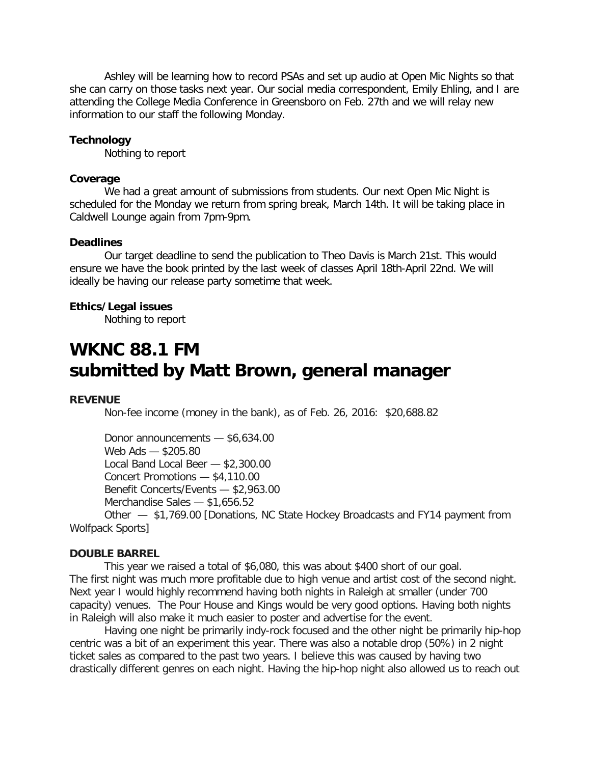Ashley will be learning how to record PSAs and set up audio at Open Mic Nights so that she can carry on those tasks next year. Our social media correspondent, Emily Ehling, and I are attending the College Media Conference in Greensboro on Feb. 27th and we will relay new information to our staff the following Monday.

**Technology**

Nothing to report

**Coverage**

We had a great amount of submissions from students. Our next Open Mic Night is scheduled for the Monday we return from spring break, March 14th. It will be taking place in Caldwell Lounge again from 7pm-9pm.

**Deadlines**

Our target deadline to send the publication to Theo Davis is March 21st. This would ensure we have the book printed by the last week of classes April 18th-April 22nd. We will ideally be having our release party sometime that week.

**Ethics/Legal issues**

Nothing to report

# WKNC 88.1 FM
# submitted by Matt Brown, general manager

**REVENUE**

Non-fee income (money in the bank), as of Feb. 26, 2016: $20,688.82

Donor announcements — $6,634.00
Web Ads — $205.80
Local Band Local Beer — $2,300.00
Concert Promotions — $4,110.00
Benefit Concerts/Events — $2,963.00
Merchandise Sales — $1,656.52
Other — $1,769.00 [Donations, NC State Hockey Broadcasts and FY14 payment from Wolfpack Sports]

**DOUBLE BARREL**

This year we raised a total of $6,080, this was about $400 short of our goal. The first night was much more profitable due to high venue and artist cost of the second night. Next year I would highly recommend having both nights in Raleigh at smaller (under 700 capacity) venues. The Pour House and Kings would be very good options. Having both nights in Raleigh will also make it much easier to poster and advertise for the event.

Having one night be primarily indy-rock focused and the other night be primarily hip-hop centric was a bit of an experiment this year. There was also a notable drop (50%) in 2 night ticket sales as compared to the past two years. I believe this was caused by having two drastically different genres on each night. Having the hip-hop night also allowed us to reach out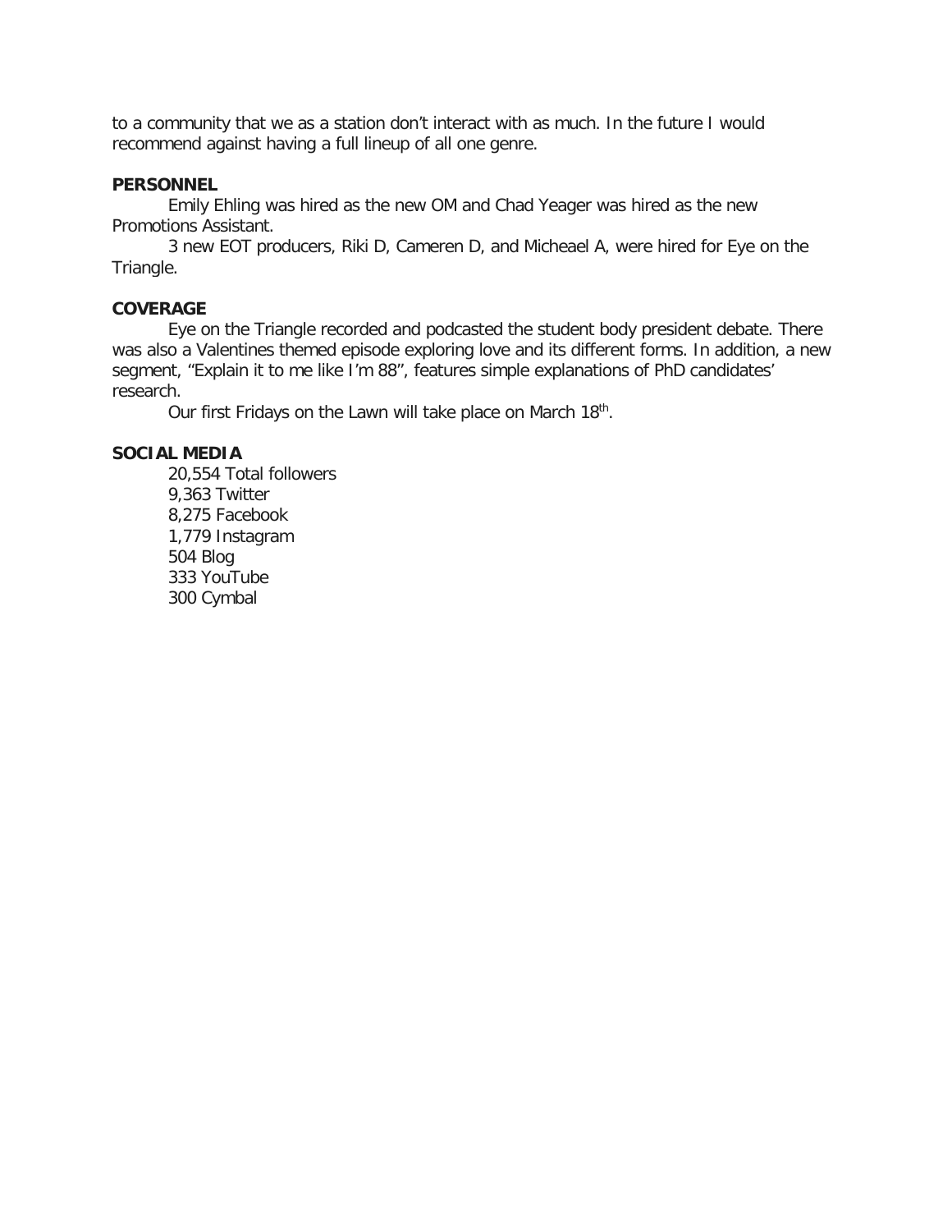to a community that we as a station don't interact with as much. In the future I would recommend against having a full lineup of all one genre.

**PERSONNEL**

Emily Ehling was hired as the new OM and Chad Yeager was hired as the new Promotions Assistant.

3 new EOT producers, Riki D, Cameren D, and Micheael A, were hired for Eye on the Triangle.

**COVERAGE**

Eye on the Triangle recorded and podcasted the student body president debate. There was also a Valentines themed episode exploring love and its different forms. In addition, a new segment, "Explain it to me like I'm 88", features simple explanations of PhD candidates' research.

Our first Fridays on the Lawn will take place on March 18th.

**SOCIAL MEDIA**

20,554 Total followers
9,363 Twitter
8,275 Facebook
1,779 Instagram
504 Blog
333 YouTube
300 Cymbal